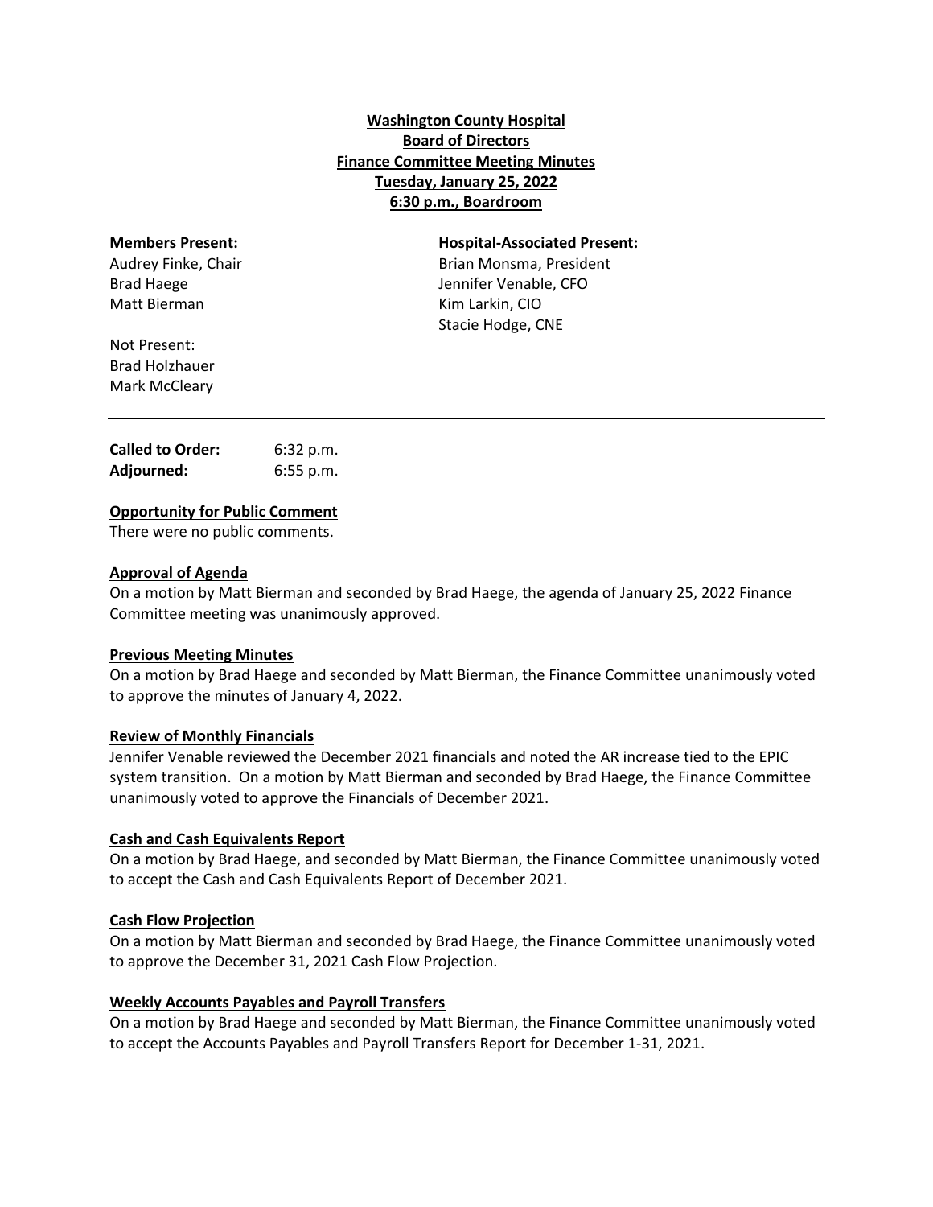**Washington County Hospital**
**Board of Directors**
**Finance Committee Meeting Minutes**
**Tuesday, January 25, 2022**
**6:30 p.m., Boardroom**

**Members Present:**
Audrey Finke, Chair
Brad Haege
Matt Bierman

Not Present:
Brad Holzhauer
Mark McCleary

**Hospital-Associated Present:**
Brian Monsma, President
Jennifer Venable, CFO
Kim Larkin, CIO
Stacie Hodge, CNE

---

**Called to Order:** 6:32 p.m.
**Adjourned:** 6:55 p.m.

## Opportunity for Public Comment

There were no public comments.

## Approval of Agenda

On a motion by Matt Bierman and seconded by Brad Haege, the agenda of January 25, 2022 Finance Committee meeting was unanimously approved.

## Previous Meeting Minutes

On a motion by Brad Haege and seconded by Matt Bierman, the Finance Committee unanimously voted to approve the minutes of January 4, 2022.

## Review of Monthly Financials

Jennifer Venable reviewed the December 2021 financials and noted the AR increase tied to the EPIC system transition. On a motion by Matt Bierman and seconded by Brad Haege, the Finance Committee unanimously voted to approve the Financials of December 2021.

## Cash and Cash Equivalents Report

On a motion by Brad Haege, and seconded by Matt Bierman, the Finance Committee unanimously voted to accept the Cash and Cash Equivalents Report of December 2021.

## Cash Flow Projection

On a motion by Matt Bierman and seconded by Brad Haege, the Finance Committee unanimously voted to approve the December 31, 2021 Cash Flow Projection.

## Weekly Accounts Payables and Payroll Transfers

On a motion by Brad Haege and seconded by Matt Bierman, the Finance Committee unanimously voted to accept the Accounts Payables and Payroll Transfers Report for December 1-31, 2021.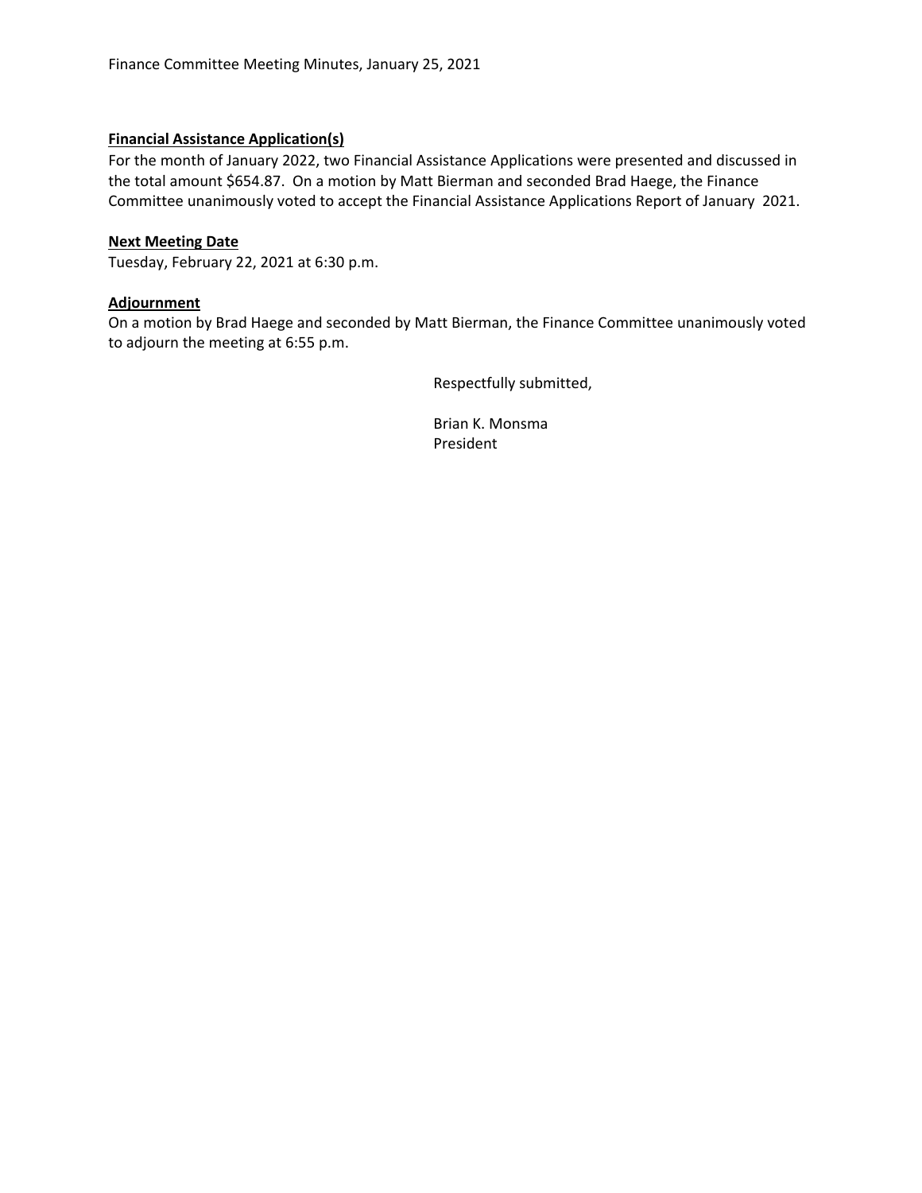**Financial Assistance Application(s)**

For the month of January 2022, two Financial Assistance Applications were presented and discussed in the total amount $654.87. On a motion by Matt Bierman and seconded Brad Haege, the Finance Committee unanimously voted to accept the Financial Assistance Applications Report of January 2021.

**Next Meeting Date**

Tuesday, February 22, 2021 at 6:30 p.m.

**Adjournment**

On a motion by Brad Haege and seconded by Matt Bierman, the Finance Committee unanimously voted to adjourn the meeting at 6:55 p.m.

Respectfully submitted,

Brian K. Monsma
President